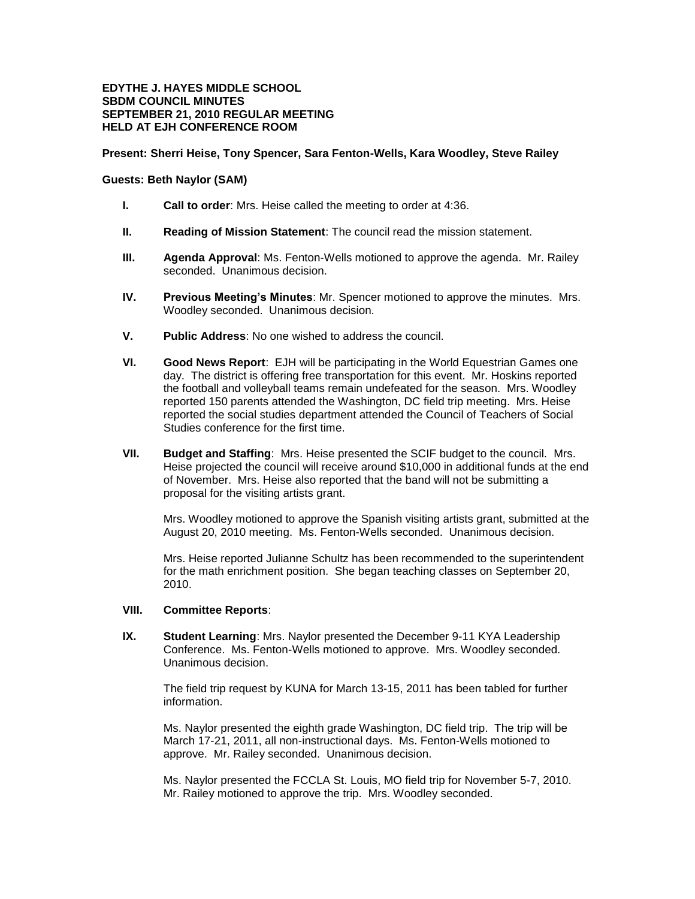**EDYTHE J. HAYES MIDDLE SCHOOL**
**SBDM COUNCIL MINUTES**
**SEPTEMBER 21, 2010 REGULAR MEETING**
**HELD AT EJH CONFERENCE ROOM**

**Present: Sherri Heise, Tony Spencer, Sara Fenton-Wells, Kara Woodley, Steve Railey**

**Guests: Beth Naylor (SAM)**

**I. Call to order**: Mrs. Heise called the meeting to order at 4:36.

**II. Reading of Mission Statement**: The council read the mission statement.

**III. Agenda Approval**: Ms. Fenton-Wells motioned to approve the agenda. Mr. Railey seconded. Unanimous decision.

**IV. Previous Meeting's Minutes**: Mr. Spencer motioned to approve the minutes. Mrs. Woodley seconded. Unanimous decision.

**V. Public Address**: No one wished to address the council.

**VI. Good News Report**: EJH will be participating in the World Equestrian Games one day. The district is offering free transportation for this event. Mr. Hoskins reported the football and volleyball teams remain undefeated for the season. Mrs. Woodley reported 150 parents attended the Washington, DC field trip meeting. Mrs. Heise reported the social studies department attended the Council of Teachers of Social Studies conference for the first time.

**VII. Budget and Staffing**: Mrs. Heise presented the SCIF budget to the council. Mrs. Heise projected the council will receive around $10,000 in additional funds at the end of November. Mrs. Heise also reported that the band will not be submitting a proposal for the visiting artists grant.

Mrs. Woodley motioned to approve the Spanish visiting artists grant, submitted at the August 20, 2010 meeting. Ms. Fenton-Wells seconded. Unanimous decision.

Mrs. Heise reported Julianne Schultz has been recommended to the superintendent for the math enrichment position. She began teaching classes on September 20, 2010.

**VIII. Committee Reports**:

**IX. Student Learning**: Mrs. Naylor presented the December 9-11 KYA Leadership Conference. Ms. Fenton-Wells motioned to approve. Mrs. Woodley seconded. Unanimous decision.

The field trip request by KUNA for March 13-15, 2011 has been tabled for further information.

Ms. Naylor presented the eighth grade Washington, DC field trip. The trip will be March 17-21, 2011, all non-instructional days. Ms. Fenton-Wells motioned to approve. Mr. Railey seconded. Unanimous decision.

Ms. Naylor presented the FCCLA St. Louis, MO field trip for November 5-7, 2010. Mr. Railey motioned to approve the trip. Mrs. Woodley seconded.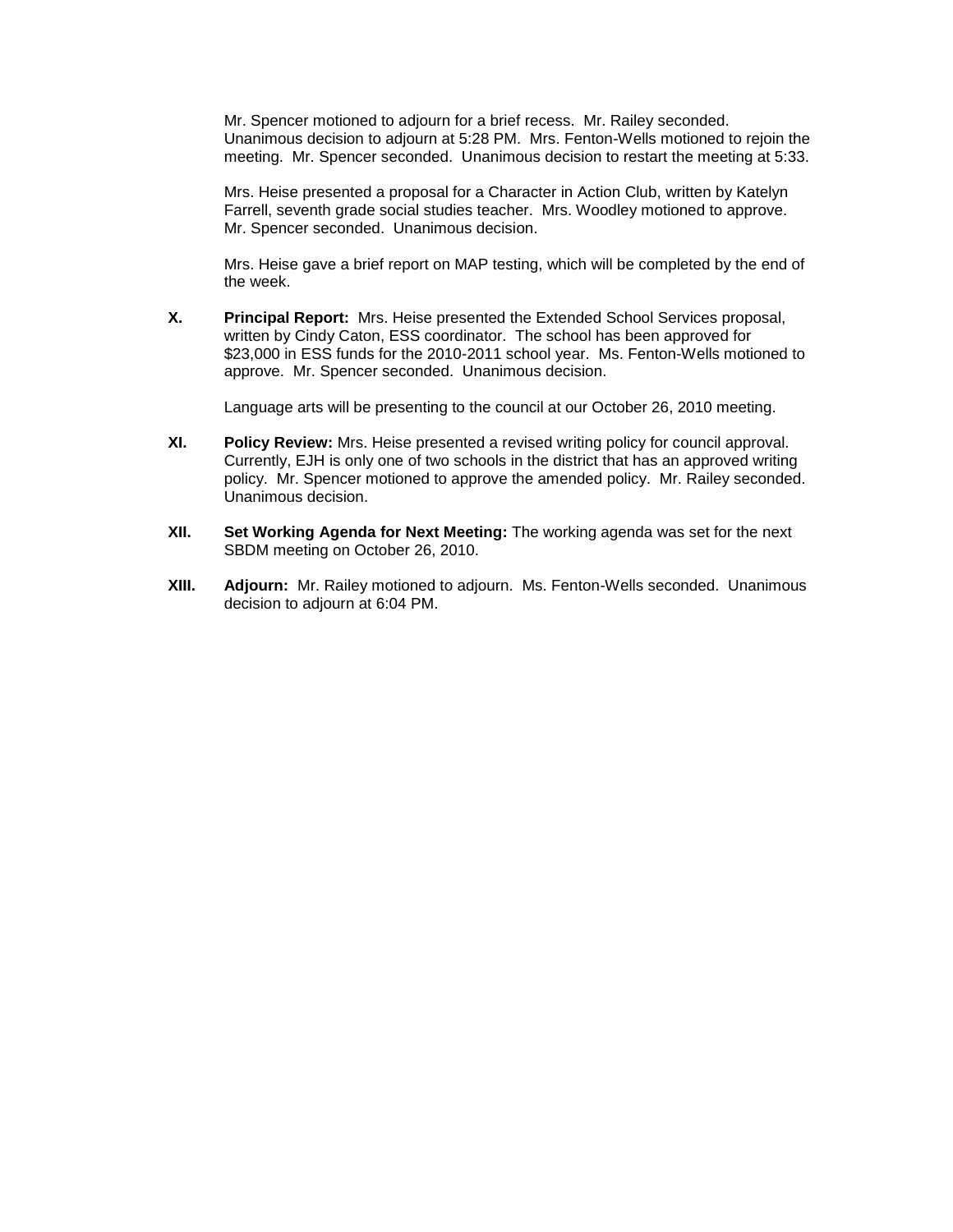Mr. Spencer motioned to adjourn for a brief recess. Mr. Railey seconded. Unanimous decision to adjourn at 5:28 PM. Mrs. Fenton-Wells motioned to rejoin the meeting. Mr. Spencer seconded. Unanimous decision to restart the meeting at 5:33.

Mrs. Heise presented a proposal for a Character in Action Club, written by Katelyn Farrell, seventh grade social studies teacher. Mrs. Woodley motioned to approve. Mr. Spencer seconded. Unanimous decision.

Mrs. Heise gave a brief report on MAP testing, which will be completed by the end of the week.

**X. Principal Report:** Mrs. Heise presented the Extended School Services proposal, written by Cindy Caton, ESS coordinator. The school has been approved for $23,000 in ESS funds for the 2010-2011 school year. Ms. Fenton-Wells motioned to approve. Mr. Spencer seconded. Unanimous decision.

Language arts will be presenting to the council at our October 26, 2010 meeting.

**XI. Policy Review:** Mrs. Heise presented a revised writing policy for council approval. Currently, EJH is only one of two schools in the district that has an approved writing policy. Mr. Spencer motioned to approve the amended policy. Mr. Railey seconded. Unanimous decision.

**XII. Set Working Agenda for Next Meeting:** The working agenda was set for the next SBDM meeting on October 26, 2010.

**XIII. Adjourn:** Mr. Railey motioned to adjourn. Ms. Fenton-Wells seconded. Unanimous decision to adjourn at 6:04 PM.